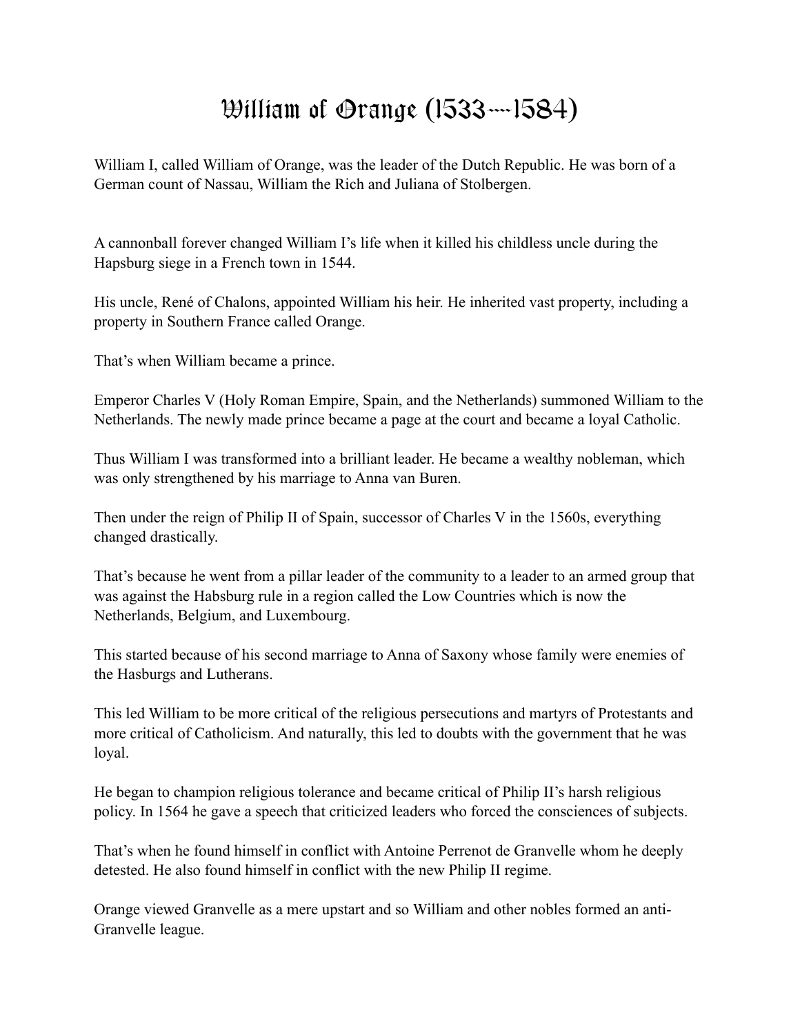# William of Orange (1533—1584)

William I, called William of Orange, was the leader of the Dutch Republic. He was born of a German count of Nassau, William the Rich and Juliana of Stolbergen.

A cannonball forever changed William I's life when it killed his childless uncle during the Hapsburg siege in a French town in 1544.

His uncle, René of Chalons, appointed William his heir. He inherited vast property, including a property in Southern France called Orange.

That's when William became a prince.

Emperor Charles V (Holy Roman Empire, Spain, and the Netherlands) summoned William to the Netherlands. The newly made prince became a page at the court and became a loyal Catholic.

Thus William I was transformed into a brilliant leader. He became a wealthy nobleman, which was only strengthened by his marriage to Anna van Buren.

Then under the reign of Philip II of Spain, successor of Charles V in the 1560s, everything changed drastically.

That's because he went from a pillar leader of the community to a leader to an armed group that was against the Habsburg rule in a region called the Low Countries which is now the Netherlands, Belgium, and Luxembourg.

This started because of his second marriage to Anna of Saxony whose family were enemies of the Hasburgs and Lutherans.

This led William to be more critical of the religious persecutions and martyrs of Protestants and more critical of Catholicism. And naturally, this led to doubts with the government that he was loyal.

He began to champion religious tolerance and became critical of Philip II's harsh religious policy. In 1564 he gave a speech that criticized leaders who forced the consciences of subjects.

That's when he found himself in conflict with Antoine Perrenot de Granvelle whom he deeply detested. He also found himself in conflict with the new Philip II regime.

Orange viewed Granvelle as a mere upstart and so William and other nobles formed an anti-Granvelle league.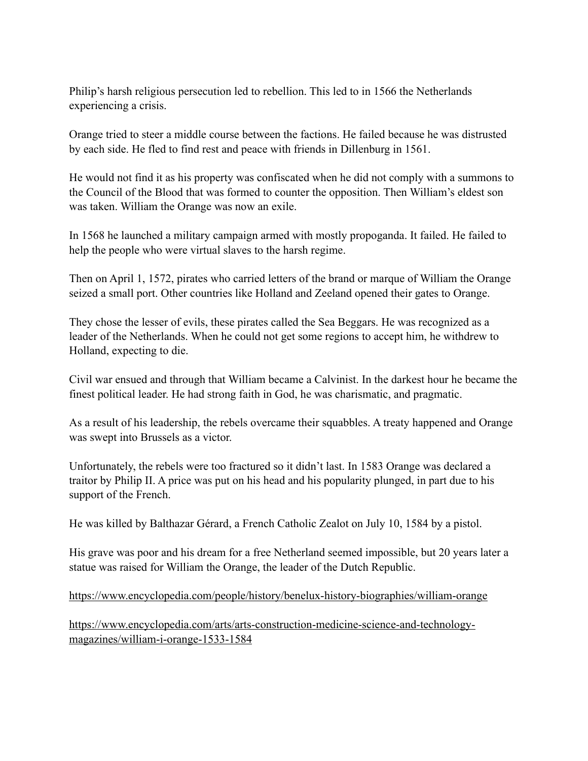Philip's harsh religious persecution led to rebellion. This led to in 1566 the Netherlands experiencing a crisis.

Orange tried to steer a middle course between the factions. He failed because he was distrusted by each side. He fled to find rest and peace with friends in Dillenburg in 1561.

He would not find it as his property was confiscated when he did not comply with a summons to the Council of the Blood that was formed to counter the opposition. Then William's eldest son was taken. William the Orange was now an exile.

In 1568 he launched a military campaign armed with mostly propoganda. It failed. He failed to help the people who were virtual slaves to the harsh regime.

Then on April 1, 1572, pirates who carried letters of the brand or marque of William the Orange seized a small port. Other countries like Holland and Zeeland opened their gates to Orange.

They chose the lesser of evils, these pirates called the Sea Beggars. He was recognized as a leader of the Netherlands. When he could not get some regions to accept him, he withdrew to Holland, expecting to die.

Civil war ensued and through that William became a Calvinist. In the darkest hour he became the finest political leader. He had strong faith in God, he was charismatic, and pragmatic.

As a result of his leadership, the rebels overcame their squabbles. A treaty happened and Orange was swept into Brussels as a victor.

Unfortunately, the rebels were too fractured so it didn't last. In 1583 Orange was declared a traitor by Philip II. A price was put on his head and his popularity plunged, in part due to his support of the French.

He was killed by Balthazar Gérard, a French Catholic Zealot on July 10, 1584 by a pistol.

His grave was poor and his dream for a free Netherland seemed impossible, but 20 years later a statue was raised for William the Orange, the leader of the Dutch Republic.

https://www.encyclopedia.com/people/history/benelux-history-biographies/william-orange

https://www.encyclopedia.com/arts/arts-construction-medicine-science-and-technology-magazines/william-i-orange-1533-1584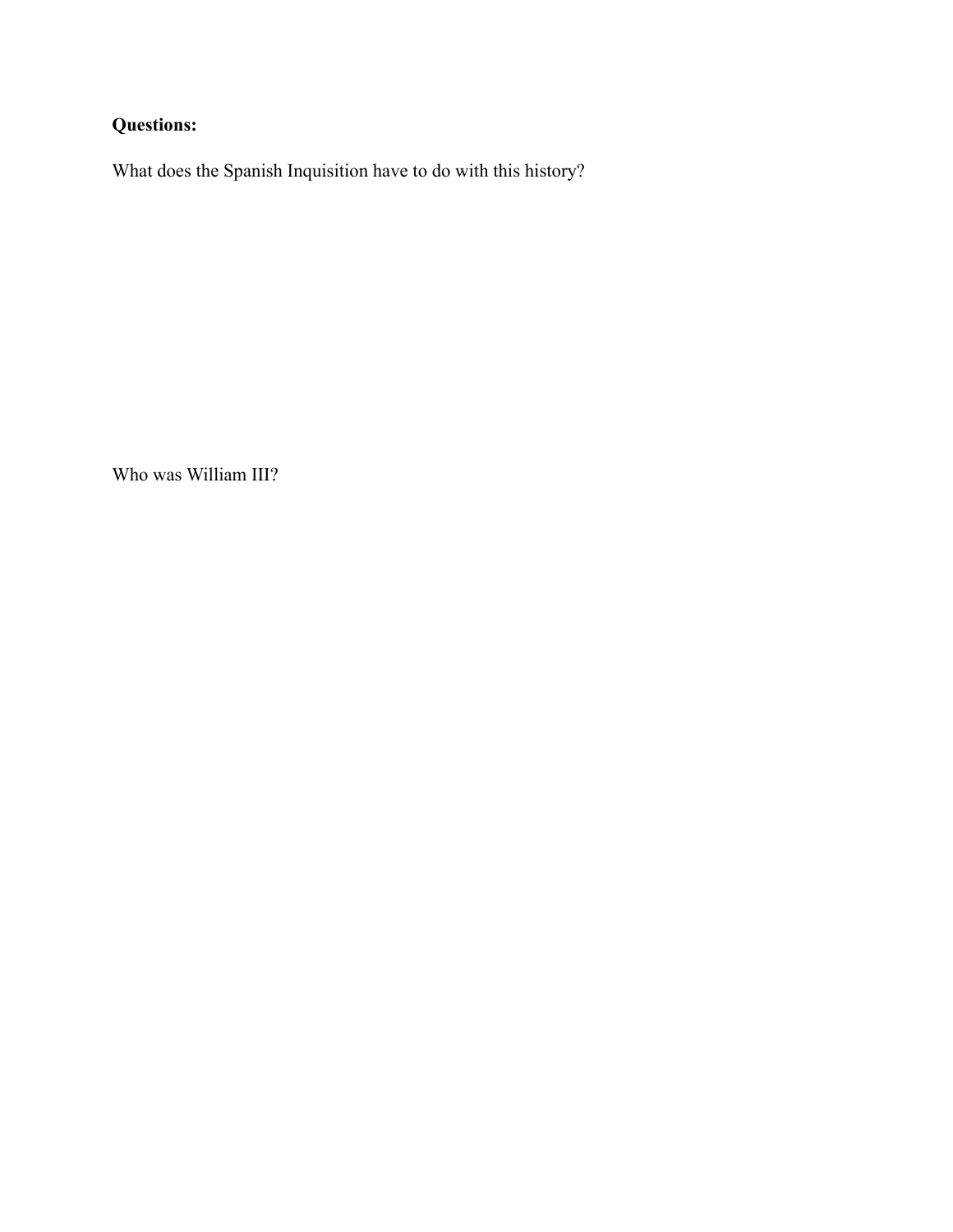**Questions:**

What does the Spanish Inquisition have to do with this history?

Who was William III?